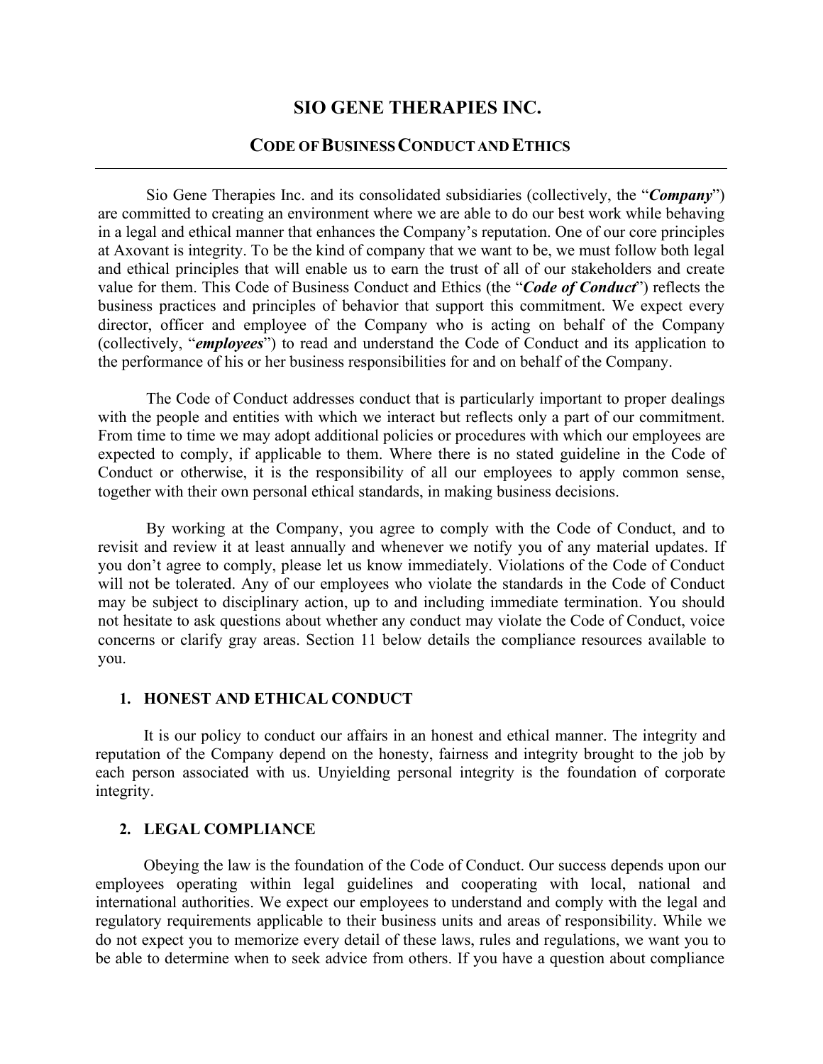# SIO GENE THERAPIES INC.

## CODE OF BUSINESS CONDUCT AND ETHICS

---

Sio Gene Therapies Inc. and its consolidated subsidiaries (collectively, the "***Company***") are committed to creating an environment where we are able to do our best work while behaving in a legal and ethical manner that enhances the Company's reputation. One of our core principles at Axovant is integrity. To be the kind of company that we want to be, we must follow both legal and ethical principles that will enable us to earn the trust of all of our stakeholders and create value for them. This Code of Business Conduct and Ethics (the "***Code of Conduct***") reflects the business practices and principles of behavior that support this commitment. We expect every director, officer and employee of the Company who is acting on behalf of the Company (collectively, "***employees***") to read and understand the Code of Conduct and its application to the performance of his or her business responsibilities for and on behalf of the Company.

The Code of Conduct addresses conduct that is particularly important to proper dealings with the people and entities with which we interact but reflects only a part of our commitment. From time to time we may adopt additional policies or procedures with which our employees are expected to comply, if applicable to them. Where there is no stated guideline in the Code of Conduct or otherwise, it is the responsibility of all our employees to apply common sense, together with their own personal ethical standards, in making business decisions.

By working at the Company, you agree to comply with the Code of Conduct, and to revisit and review it at least annually and whenever we notify you of any material updates. If you don't agree to comply, please let us know immediately. Violations of the Code of Conduct will not be tolerated. Any of our employees who violate the standards in the Code of Conduct may be subject to disciplinary action, up to and including immediate termination. You should not hesitate to ask questions about whether any conduct may violate the Code of Conduct, voice concerns or clarify gray areas. Section 11 below details the compliance resources available to you.

### 1. HONEST AND ETHICAL CONDUCT

It is our policy to conduct our affairs in an honest and ethical manner. The integrity and reputation of the Company depend on the honesty, fairness and integrity brought to the job by each person associated with us. Unyielding personal integrity is the foundation of corporate integrity.

### 2. LEGAL COMPLIANCE

Obeying the law is the foundation of the Code of Conduct. Our success depends upon our employees operating within legal guidelines and cooperating with local, national and international authorities. We expect our employees to understand and comply with the legal and regulatory requirements applicable to their business units and areas of responsibility. While we do not expect you to memorize every detail of these laws, rules and regulations, we want you to be able to determine when to seek advice from others. If you have a question about compliance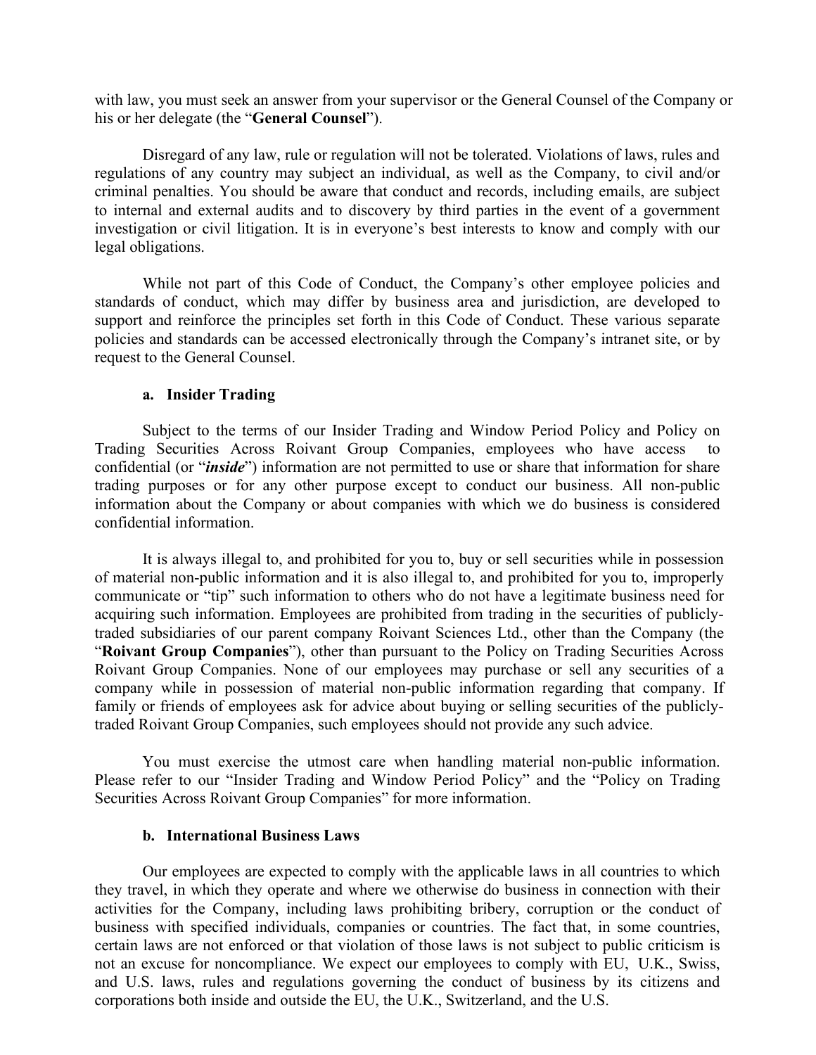with law, you must seek an answer from your supervisor or the General Counsel of the Company or his or her delegate (the "**General Counsel**").

Disregard of any law, rule or regulation will not be tolerated. Violations of laws, rules and regulations of any country may subject an individual, as well as the Company, to civil and/or criminal penalties. You should be aware that conduct and records, including emails, are subject to internal and external audits and to discovery by third parties in the event of a government investigation or civil litigation. It is in everyone's best interests to know and comply with our legal obligations.

While not part of this Code of Conduct, the Company's other employee policies and standards of conduct, which may differ by business area and jurisdiction, are developed to support and reinforce the principles set forth in this Code of Conduct. These various separate policies and standards can be accessed electronically through the Company's intranet site, or by request to the General Counsel.

### a. Insider Trading

Subject to the terms of our Insider Trading and Window Period Policy and Policy on Trading Securities Across Roivant Group Companies, employees who have access to confidential (or "***inside***") information are not permitted to use or share that information for share trading purposes or for any other purpose except to conduct our business. All non-public information about the Company or about companies with which we do business is considered confidential information.

It is always illegal to, and prohibited for you to, buy or sell securities while in possession of material non-public information and it is also illegal to, and prohibited for you to, improperly communicate or "tip" such information to others who do not have a legitimate business need for acquiring such information. Employees are prohibited from trading in the securities of publicly-traded subsidiaries of our parent company Roivant Sciences Ltd., other than the Company (the "**Roivant Group Companies**"), other than pursuant to the Policy on Trading Securities Across Roivant Group Companies. None of our employees may purchase or sell any securities of a company while in possession of material non-public information regarding that company. If family or friends of employees ask for advice about buying or selling securities of the publicly-traded Roivant Group Companies, such employees should not provide any such advice.

You must exercise the utmost care when handling material non-public information. Please refer to our "Insider Trading and Window Period Policy" and the "Policy on Trading Securities Across Roivant Group Companies" for more information.

### b. International Business Laws

Our employees are expected to comply with the applicable laws in all countries to which they travel, in which they operate and where we otherwise do business in connection with their activities for the Company, including laws prohibiting bribery, corruption or the conduct of business with specified individuals, companies or countries. The fact that, in some countries, certain laws are not enforced or that violation of those laws is not subject to public criticism is not an excuse for noncompliance. We expect our employees to comply with EU, U.K., Swiss, and U.S. laws, rules and regulations governing the conduct of business by its citizens and corporations both inside and outside the EU, the U.K., Switzerland, and the U.S.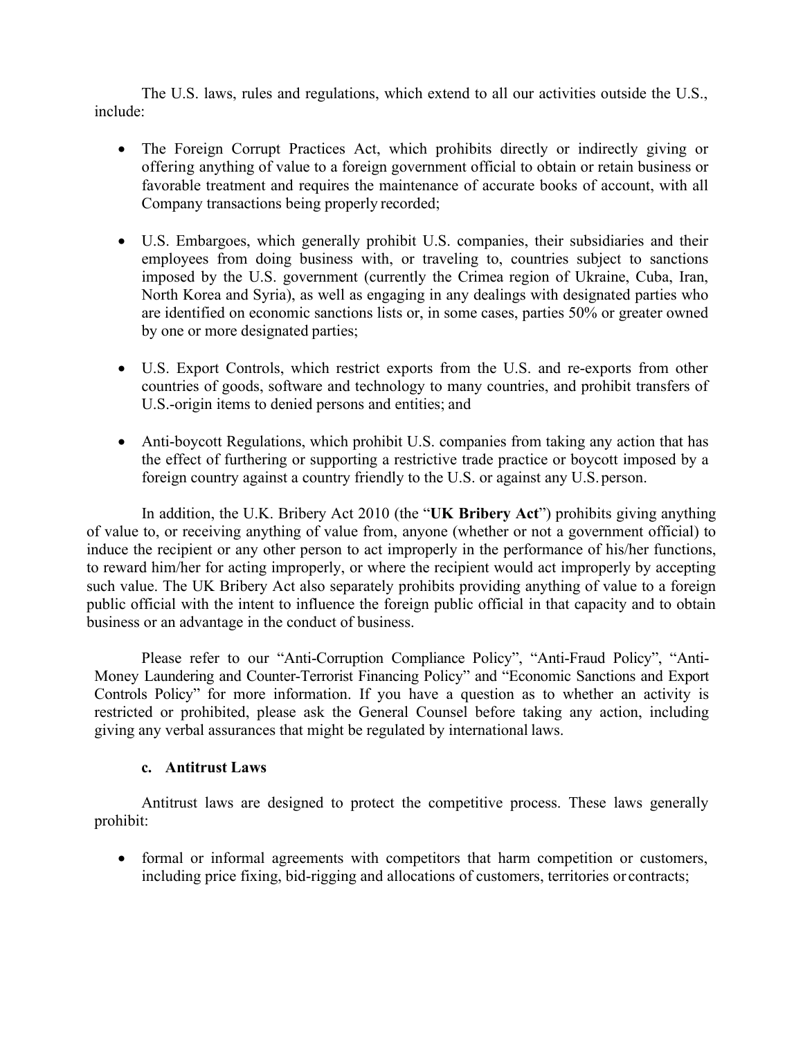The U.S. laws, rules and regulations, which extend to all our activities outside the U.S., include:

- The Foreign Corrupt Practices Act, which prohibits directly or indirectly giving or offering anything of value to a foreign government official to obtain or retain business or favorable treatment and requires the maintenance of accurate books of account, with all Company transactions being properly recorded;

- U.S. Embargoes, which generally prohibit U.S. companies, their subsidiaries and their employees from doing business with, or traveling to, countries subject to sanctions imposed by the U.S. government (currently the Crimea region of Ukraine, Cuba, Iran, North Korea and Syria), as well as engaging in any dealings with designated parties who are identified on economic sanctions lists or, in some cases, parties 50% or greater owned by one or more designated parties;

- U.S. Export Controls, which restrict exports from the U.S. and re-exports from other countries of goods, software and technology to many countries, and prohibit transfers of U.S.-origin items to denied persons and entities; and

- Anti-boycott Regulations, which prohibit U.S. companies from taking any action that has the effect of furthering or supporting a restrictive trade practice or boycott imposed by a foreign country against a country friendly to the U.S. or against any U.S. person.

In addition, the U.K. Bribery Act 2010 (the "**UK Bribery Act**") prohibits giving anything of value to, or receiving anything of value from, anyone (whether or not a government official) to induce the recipient or any other person to act improperly in the performance of his/her functions, to reward him/her for acting improperly, or where the recipient would act improperly by accepting such value. The UK Bribery Act also separately prohibits providing anything of value to a foreign public official with the intent to influence the foreign public official in that capacity and to obtain business or an advantage in the conduct of business.

Please refer to our "Anti-Corruption Compliance Policy", "Anti-Fraud Policy", "Anti-Money Laundering and Counter-Terrorist Financing Policy" and "Economic Sanctions and Export Controls Policy" for more information. If you have a question as to whether an activity is restricted or prohibited, please ask the General Counsel before taking any action, including giving any verbal assurances that might be regulated by international laws.

#### c. Antitrust Laws

Antitrust laws are designed to protect the competitive process. These laws generally prohibit:

- formal or informal agreements with competitors that harm competition or customers, including price fixing, bid-rigging and allocations of customers, territories or contracts;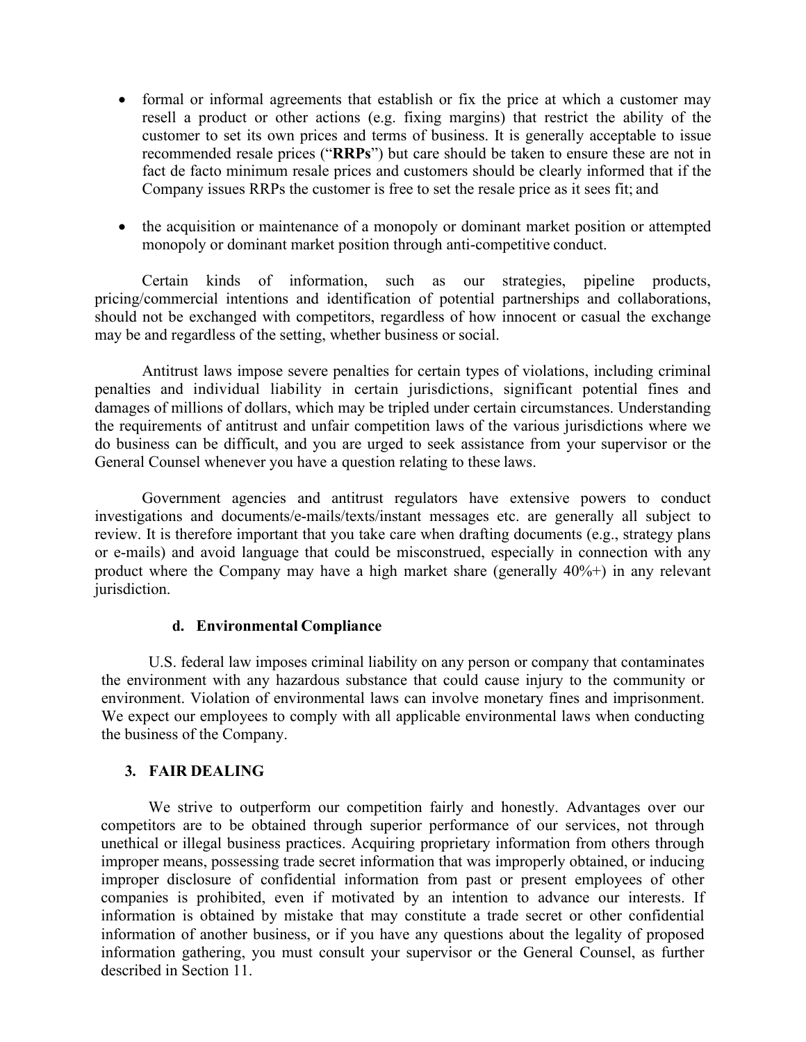- formal or informal agreements that establish or fix the price at which a customer may resell a product or other actions (e.g. fixing margins) that restrict the ability of the customer to set its own prices and terms of business. It is generally acceptable to issue recommended resale prices ("**RRPs**") but care should be taken to ensure these are not in fact de facto minimum resale prices and customers should be clearly informed that if the Company issues RRPs the customer is free to set the resale price as it sees fit; and

- the acquisition or maintenance of a monopoly or dominant market position or attempted monopoly or dominant market position through anti-competitive conduct.

Certain kinds of information, such as our strategies, pipeline products, pricing/commercial intentions and identification of potential partnerships and collaborations, should not be exchanged with competitors, regardless of how innocent or casual the exchange may be and regardless of the setting, whether business or social.

Antitrust laws impose severe penalties for certain types of violations, including criminal penalties and individual liability in certain jurisdictions, significant potential fines and damages of millions of dollars, which may be tripled under certain circumstances. Understanding the requirements of antitrust and unfair competition laws of the various jurisdictions where we do business can be difficult, and you are urged to seek assistance from your supervisor or the General Counsel whenever you have a question relating to these laws.

Government agencies and antitrust regulators have extensive powers to conduct investigations and documents/e-mails/texts/instant messages etc. are generally all subject to review. It is therefore important that you take care when drafting documents (e.g., strategy plans or e-mails) and avoid language that could be misconstrued, especially in connection with any product where the Company may have a high market share (generally 40%+) in any relevant jurisdiction.

#### d. Environmental Compliance

U.S. federal law imposes criminal liability on any person or company that contaminates the environment with any hazardous substance that could cause injury to the community or environment. Violation of environmental laws can involve monetary fines and imprisonment. We expect our employees to comply with all applicable environmental laws when conducting the business of the Company.

### 3. FAIR DEALING

We strive to outperform our competition fairly and honestly. Advantages over our competitors are to be obtained through superior performance of our services, not through unethical or illegal business practices. Acquiring proprietary information from others through improper means, possessing trade secret information that was improperly obtained, or inducing improper disclosure of confidential information from past or present employees of other companies is prohibited, even if motivated by an intention to advance our interests. If information is obtained by mistake that may constitute a trade secret or other confidential information of another business, or if you have any questions about the legality of proposed information gathering, you must consult your supervisor or the General Counsel, as further described in Section 11.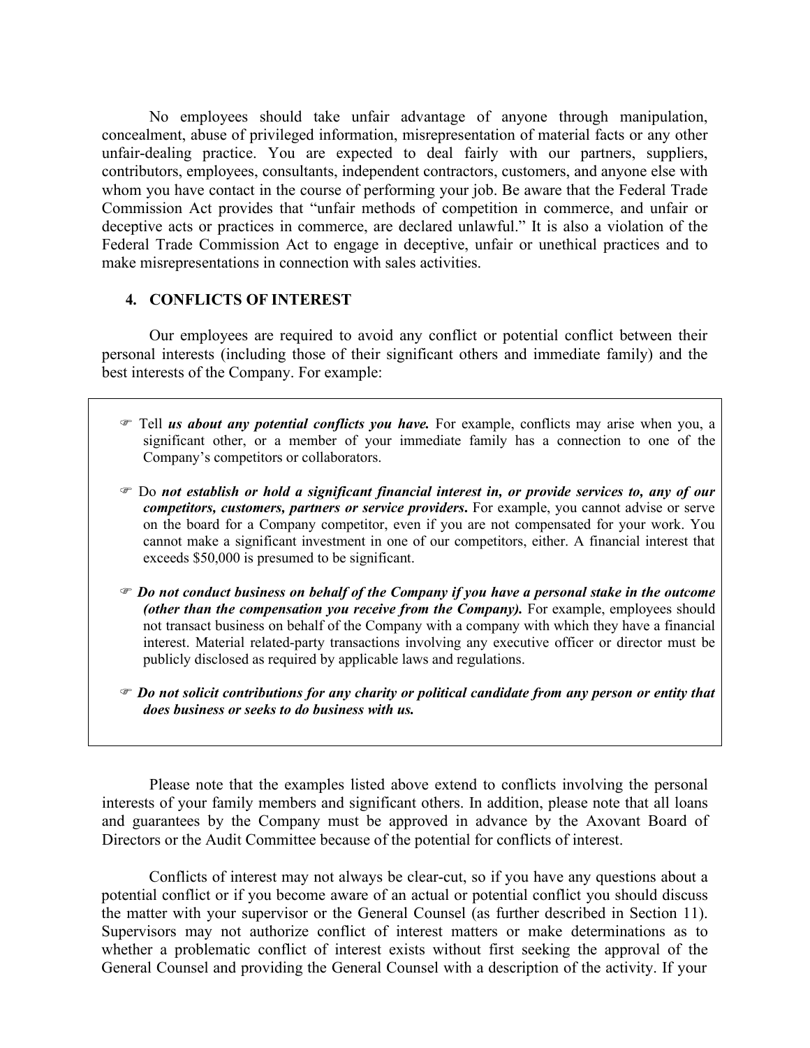No employees should take unfair advantage of anyone through manipulation, concealment, abuse of privileged information, misrepresentation of material facts or any other unfair-dealing practice. You are expected to deal fairly with our partners, suppliers, contributors, employees, consultants, independent contractors, customers, and anyone else with whom you have contact in the course of performing your job. Be aware that the Federal Trade Commission Act provides that "unfair methods of competition in commerce, and unfair or deceptive acts or practices in commerce, are declared unlawful." It is also a violation of the Federal Trade Commission Act to engage in deceptive, unfair or unethical practices and to make misrepresentations in connection with sales activities.

## 4. CONFLICTS OF INTEREST

Our employees are required to avoid any conflict or potential conflict between their personal interests (including those of their significant others and immediate family) and the best interests of the Company. For example:

- ☞ Tell ***us about any potential conflicts you have.*** For example, conflicts may arise when you, a significant other, or a member of your immediate family has a connection to one of the Company's competitors or collaborators.

- ☞ Do ***not establish or hold a significant financial interest in, or provide services to, any of our competitors, customers, partners or service providers***. For example, you cannot advise or serve on the board for a Company competitor, even if you are not compensated for your work. You cannot make a significant investment in one of our competitors, either. A financial interest that exceeds $50,000 is presumed to be significant.

- ☞ ***Do not conduct business on behalf of the Company if you have a personal stake in the outcome (other than the compensation you receive from the Company).*** For example, employees should not transact business on behalf of the Company with a company with which they have a financial interest. Material related-party transactions involving any executive officer or director must be publicly disclosed as required by applicable laws and regulations.

- ☞ ***Do not solicit contributions for any charity or political candidate from any person or entity that does business or seeks to do business with us.***

Please note that the examples listed above extend to conflicts involving the personal interests of your family members and significant others. In addition, please note that all loans and guarantees by the Company must be approved in advance by the Axovant Board of Directors or the Audit Committee because of the potential for conflicts of interest.

Conflicts of interest may not always be clear-cut, so if you have any questions about a potential conflict or if you become aware of an actual or potential conflict you should discuss the matter with your supervisor or the General Counsel (as further described in Section 11). Supervisors may not authorize conflict of interest matters or make determinations as to whether a problematic conflict of interest exists without first seeking the approval of the General Counsel and providing the General Counsel with a description of the activity. If your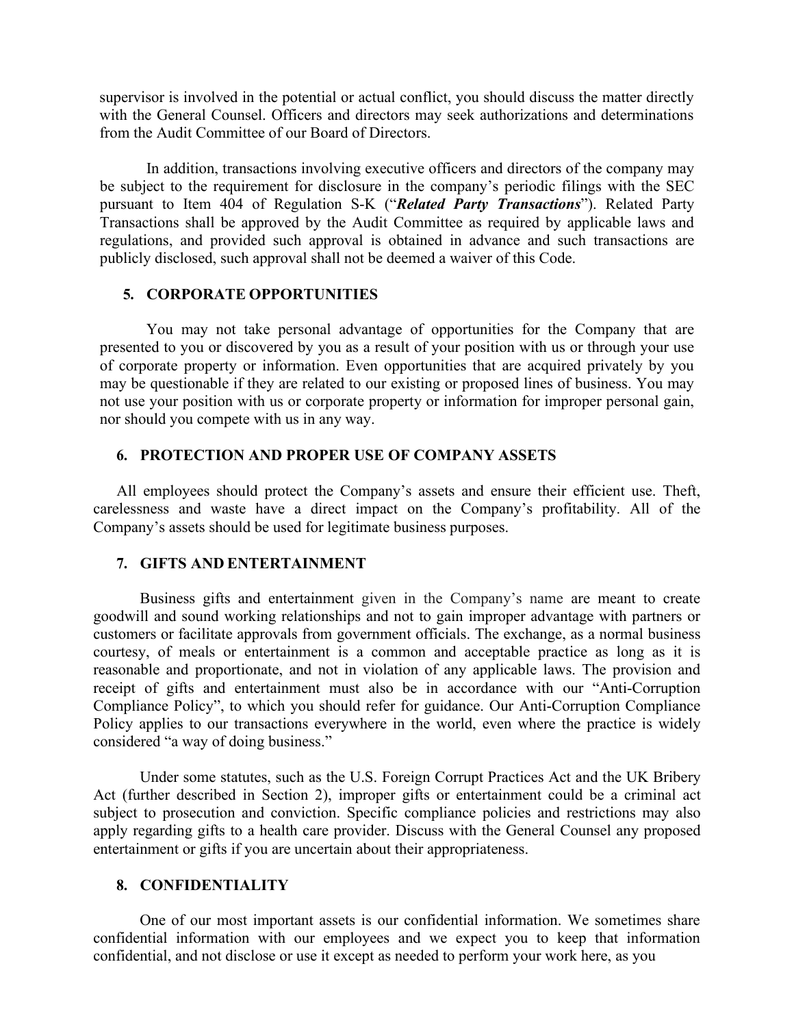supervisor is involved in the potential or actual conflict, you should discuss the matter directly with the General Counsel. Officers and directors may seek authorizations and determinations from the Audit Committee of our Board of Directors.

In addition, transactions involving executive officers and directors of the company may be subject to the requirement for disclosure in the company's periodic filings with the SEC pursuant to Item 404 of Regulation S-K ("***Related Party Transactions***"). Related Party Transactions shall be approved by the Audit Committee as required by applicable laws and regulations, and provided such approval is obtained in advance and such transactions are publicly disclosed, such approval shall not be deemed a waiver of this Code.

## 5. CORPORATE OPPORTUNITIES

You may not take personal advantage of opportunities for the Company that are presented to you or discovered by you as a result of your position with us or through your use of corporate property or information. Even opportunities that are acquired privately by you may be questionable if they are related to our existing or proposed lines of business. You may not use your position with us or corporate property or information for improper personal gain, nor should you compete with us in any way.

## 6. PROTECTION AND PROPER USE OF COMPANY ASSETS

All employees should protect the Company's assets and ensure their efficient use. Theft, carelessness and waste have a direct impact on the Company's profitability. All of the Company's assets should be used for legitimate business purposes.

## 7. GIFTS AND ENTERTAINMENT

Business gifts and entertainment given in the Company's name are meant to create goodwill and sound working relationships and not to gain improper advantage with partners or customers or facilitate approvals from government officials. The exchange, as a normal business courtesy, of meals or entertainment is a common and acceptable practice as long as it is reasonable and proportionate, and not in violation of any applicable laws. The provision and receipt of gifts and entertainment must also be in accordance with our "Anti-Corruption Compliance Policy", to which you should refer for guidance. Our Anti-Corruption Compliance Policy applies to our transactions everywhere in the world, even where the practice is widely considered "a way of doing business."

Under some statutes, such as the U.S. Foreign Corrupt Practices Act and the UK Bribery Act (further described in Section 2), improper gifts or entertainment could be a criminal act subject to prosecution and conviction. Specific compliance policies and restrictions may also apply regarding gifts to a health care provider. Discuss with the General Counsel any proposed entertainment or gifts if you are uncertain about their appropriateness.

## 8. CONFIDENTIALITY

One of our most important assets is our confidential information. We sometimes share confidential information with our employees and we expect you to keep that information confidential, and not disclose or use it except as needed to perform your work here, as you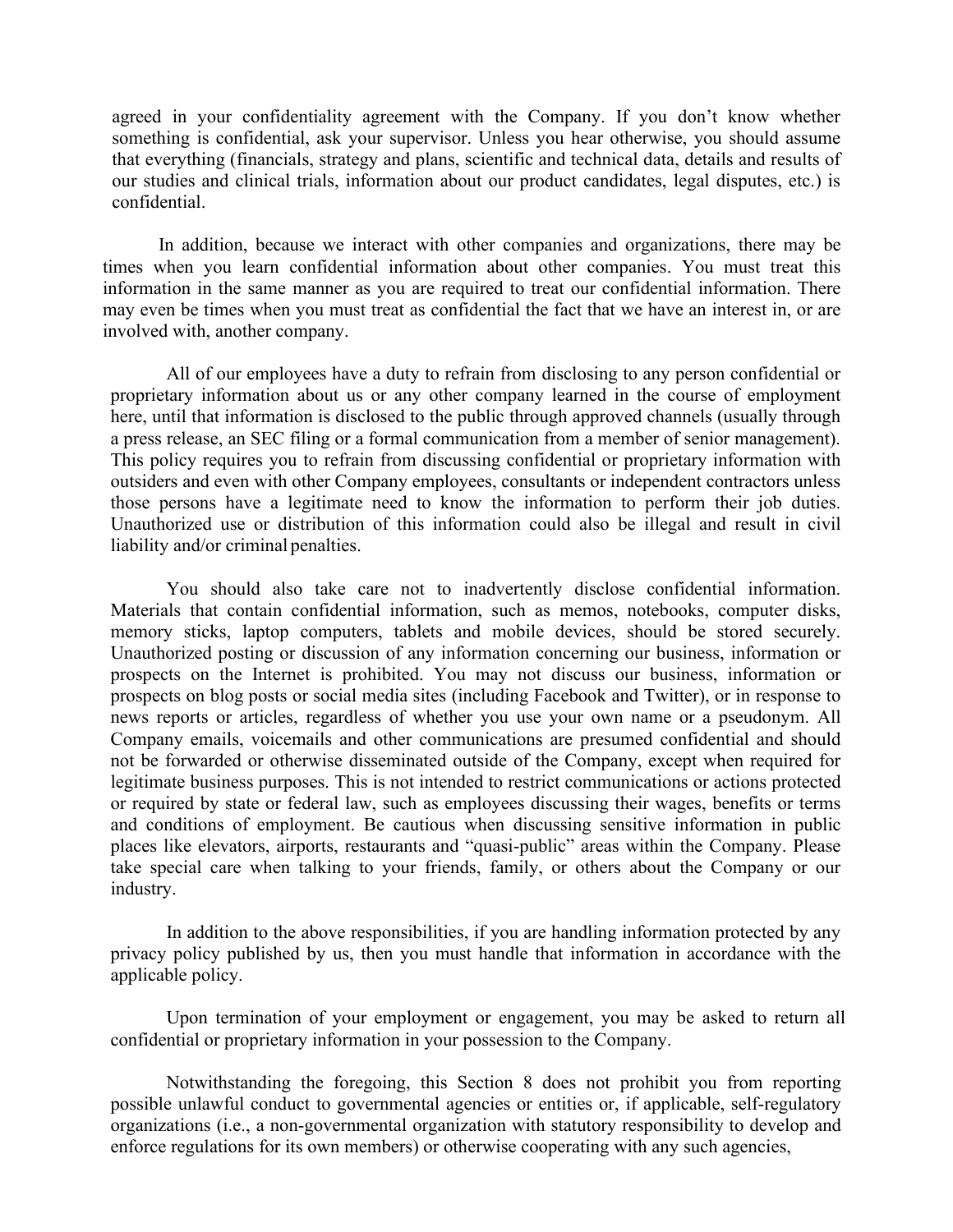agreed in your confidentiality agreement with the Company. If you don't know whether something is confidential, ask your supervisor. Unless you hear otherwise, you should assume that everything (financials, strategy and plans, scientific and technical data, details and results of our studies and clinical trials, information about our product candidates, legal disputes, etc.) is confidential.

In addition, because we interact with other companies and organizations, there may be times when you learn confidential information about other companies. You must treat this information in the same manner as you are required to treat our confidential information. There may even be times when you must treat as confidential the fact that we have an interest in, or are involved with, another company.

All of our employees have a duty to refrain from disclosing to any person confidential or proprietary information about us or any other company learned in the course of employment here, until that information is disclosed to the public through approved channels (usually through a press release, an SEC filing or a formal communication from a member of senior management). This policy requires you to refrain from discussing confidential or proprietary information with outsiders and even with other Company employees, consultants or independent contractors unless those persons have a legitimate need to know the information to perform their job duties. Unauthorized use or distribution of this information could also be illegal and result in civil liability and/or criminal penalties.

You should also take care not to inadvertently disclose confidential information. Materials that contain confidential information, such as memos, notebooks, computer disks, memory sticks, laptop computers, tablets and mobile devices, should be stored securely. Unauthorized posting or discussion of any information concerning our business, information or prospects on the Internet is prohibited. You may not discuss our business, information or prospects on blog posts or social media sites (including Facebook and Twitter), or in response to news reports or articles, regardless of whether you use your own name or a pseudonym. All Company emails, voicemails and other communications are presumed confidential and should not be forwarded or otherwise disseminated outside of the Company, except when required for legitimate business purposes. This is not intended to restrict communications or actions protected or required by state or federal law, such as employees discussing their wages, benefits or terms and conditions of employment. Be cautious when discussing sensitive information in public places like elevators, airports, restaurants and "quasi-public" areas within the Company. Please take special care when talking to your friends, family, or others about the Company or our industry.

In addition to the above responsibilities, if you are handling information protected by any privacy policy published by us, then you must handle that information in accordance with the applicable policy.

Upon termination of your employment or engagement, you may be asked to return all confidential or proprietary information in your possession to the Company.

Notwithstanding the foregoing, this Section 8 does not prohibit you from reporting possible unlawful conduct to governmental agencies or entities or, if applicable, self-regulatory organizations (i.e., a non-governmental organization with statutory responsibility to develop and enforce regulations for its own members) or otherwise cooperating with any such agencies,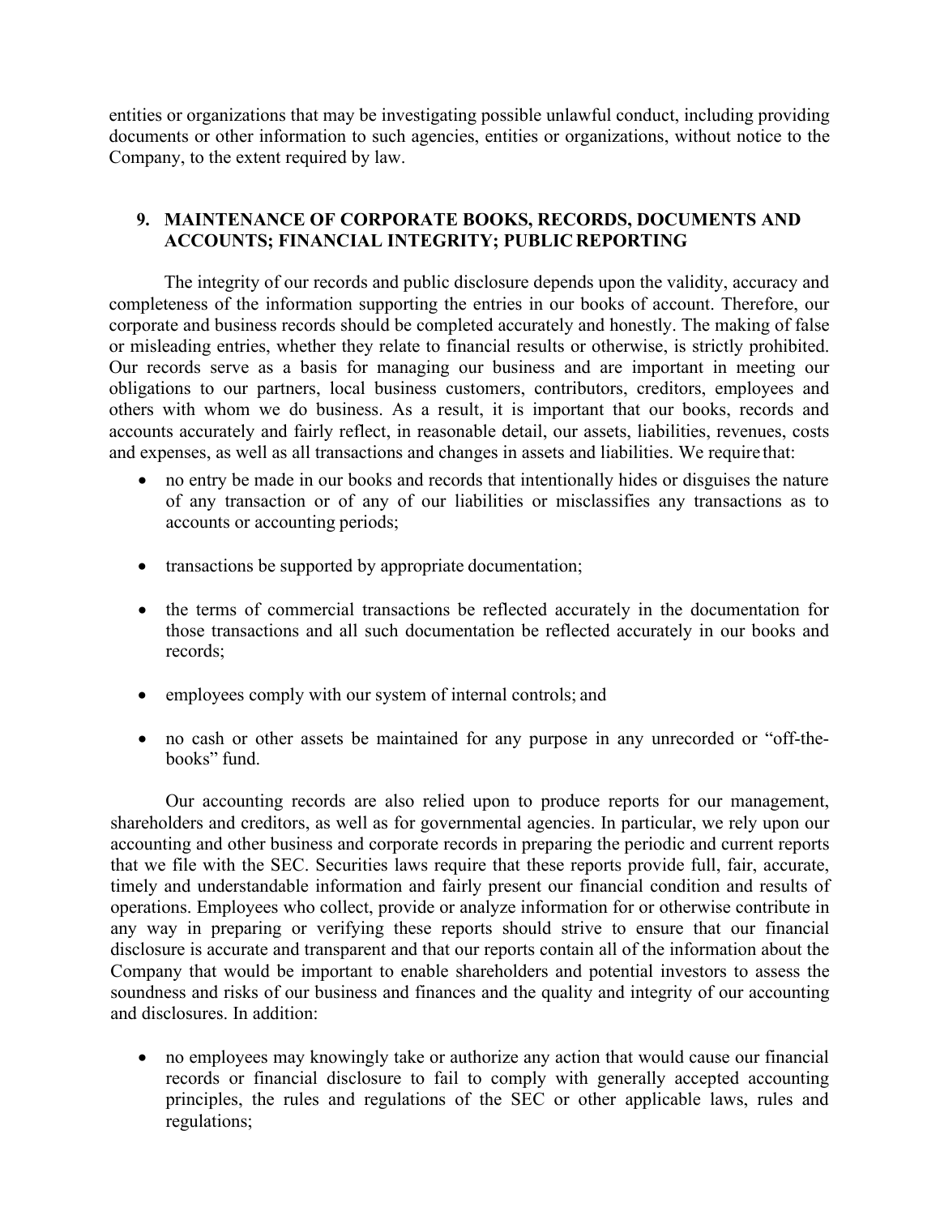entities or organizations that may be investigating possible unlawful conduct, including providing documents or other information to such agencies, entities or organizations, without notice to the Company, to the extent required by law.

## 9. MAINTENANCE OF CORPORATE BOOKS, RECORDS, DOCUMENTS AND ACCOUNTS; FINANCIAL INTEGRITY; PUBLIC REPORTING

The integrity of our records and public disclosure depends upon the validity, accuracy and completeness of the information supporting the entries in our books of account. Therefore, our corporate and business records should be completed accurately and honestly. The making of false or misleading entries, whether they relate to financial results or otherwise, is strictly prohibited. Our records serve as a basis for managing our business and are important in meeting our obligations to our partners, local business customers, contributors, creditors, employees and others with whom we do business. As a result, it is important that our books, records and accounts accurately and fairly reflect, in reasonable detail, our assets, liabilities, revenues, costs and expenses, as well as all transactions and changes in assets and liabilities. We require that:

- no entry be made in our books and records that intentionally hides or disguises the nature of any transaction or of any of our liabilities or misclassifies any transactions as to accounts or accounting periods;
- transactions be supported by appropriate documentation;
- the terms of commercial transactions be reflected accurately in the documentation for those transactions and all such documentation be reflected accurately in our books and records;
- employees comply with our system of internal controls; and
- no cash or other assets be maintained for any purpose in any unrecorded or "off-the-books" fund.

Our accounting records are also relied upon to produce reports for our management, shareholders and creditors, as well as for governmental agencies. In particular, we rely upon our accounting and other business and corporate records in preparing the periodic and current reports that we file with the SEC. Securities laws require that these reports provide full, fair, accurate, timely and understandable information and fairly present our financial condition and results of operations. Employees who collect, provide or analyze information for or otherwise contribute in any way in preparing or verifying these reports should strive to ensure that our financial disclosure is accurate and transparent and that our reports contain all of the information about the Company that would be important to enable shareholders and potential investors to assess the soundness and risks of our business and finances and the quality and integrity of our accounting and disclosures. In addition:

- no employees may knowingly take or authorize any action that would cause our financial records or financial disclosure to fail to comply with generally accepted accounting principles, the rules and regulations of the SEC or other applicable laws, rules and regulations;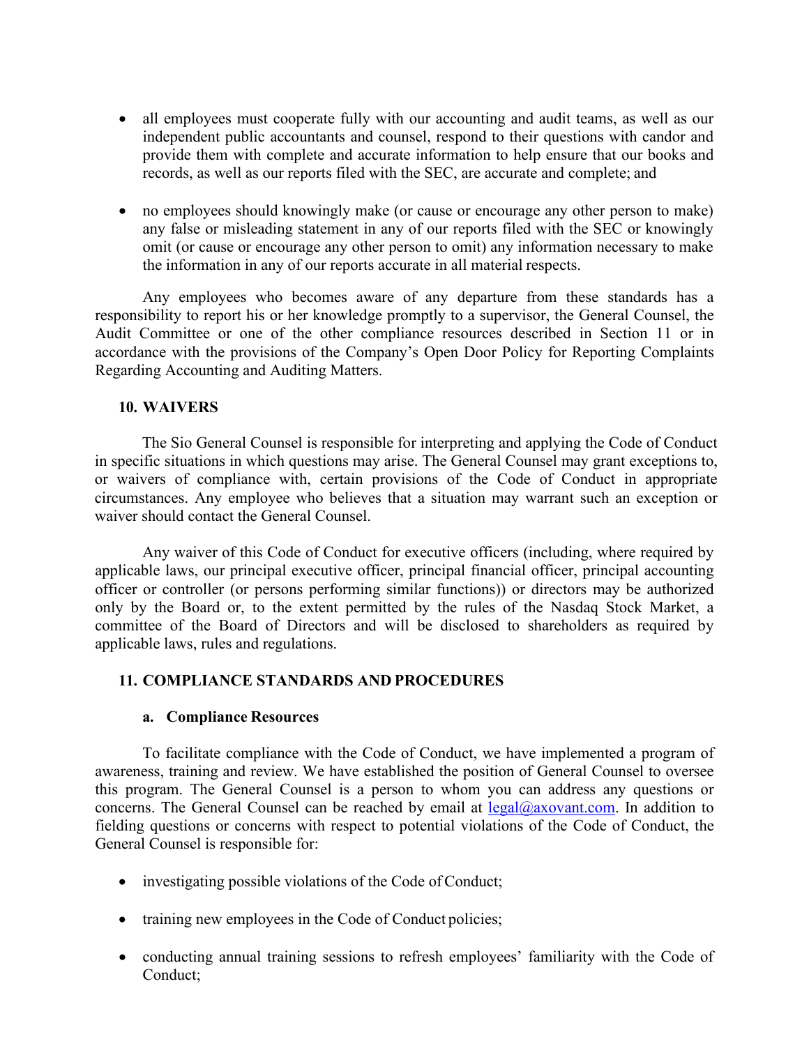- all employees must cooperate fully with our accounting and audit teams, as well as our independent public accountants and counsel, respond to their questions with candor and provide them with complete and accurate information to help ensure that our books and records, as well as our reports filed with the SEC, are accurate and complete; and

- no employees should knowingly make (or cause or encourage any other person to make) any false or misleading statement in any of our reports filed with the SEC or knowingly omit (or cause or encourage any other person to omit) any information necessary to make the information in any of our reports accurate in all material respects.

Any employees who becomes aware of any departure from these standards has a responsibility to report his or her knowledge promptly to a supervisor, the General Counsel, the Audit Committee or one of the other compliance resources described in Section 11 or in accordance with the provisions of the Company's Open Door Policy for Reporting Complaints Regarding Accounting and Auditing Matters.

## 10. WAIVERS

The Sio General Counsel is responsible for interpreting and applying the Code of Conduct in specific situations in which questions may arise. The General Counsel may grant exceptions to, or waivers of compliance with, certain provisions of the Code of Conduct in appropriate circumstances. Any employee who believes that a situation may warrant such an exception or waiver should contact the General Counsel.

Any waiver of this Code of Conduct for executive officers (including, where required by applicable laws, our principal executive officer, principal financial officer, principal accounting officer or controller (or persons performing similar functions)) or directors may be authorized only by the Board or, to the extent permitted by the rules of the Nasdaq Stock Market, a committee of the Board of Directors and will be disclosed to shareholders as required by applicable laws, rules and regulations.

## 11. COMPLIANCE STANDARDS AND PROCEDURES

### a. Compliance Resources

To facilitate compliance with the Code of Conduct, we have implemented a program of awareness, training and review. We have established the position of General Counsel to oversee this program. The General Counsel is a person to whom you can address any questions or concerns. The General Counsel can be reached by email at legal@axovant.com. In addition to fielding questions or concerns with respect to potential violations of the Code of Conduct, the General Counsel is responsible for:

- investigating possible violations of the Code of Conduct;

- training new employees in the Code of Conduct policies;

- conducting annual training sessions to refresh employees' familiarity with the Code of Conduct;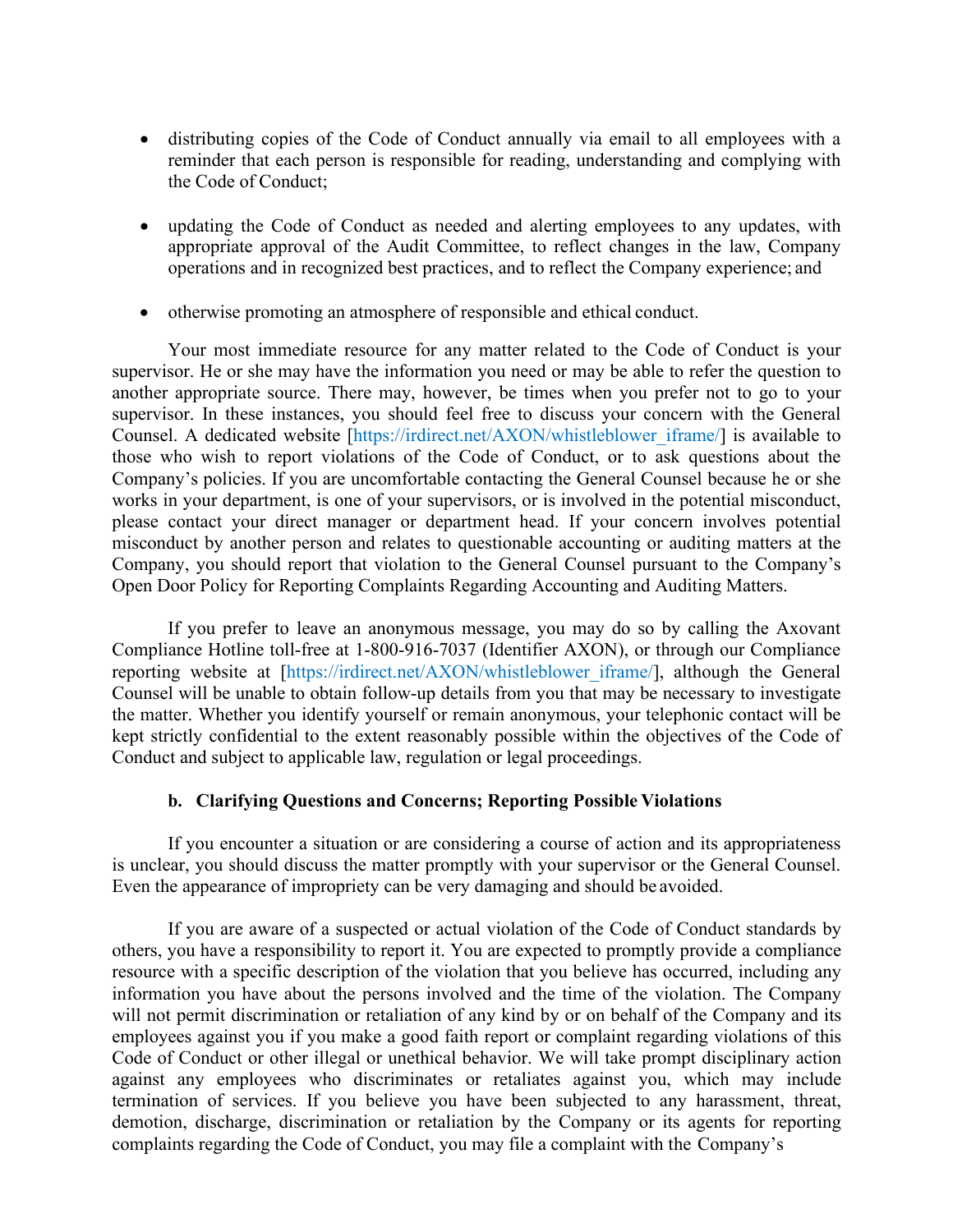- distributing copies of the Code of Conduct annually via email to all employees with a reminder that each person is responsible for reading, understanding and complying with the Code of Conduct;

- updating the Code of Conduct as needed and alerting employees to any updates, with appropriate approval of the Audit Committee, to reflect changes in the law, Company operations and in recognized best practices, and to reflect the Company experience; and

- otherwise promoting an atmosphere of responsible and ethical conduct.

Your most immediate resource for any matter related to the Code of Conduct is your supervisor. He or she may have the information you need or may be able to refer the question to another appropriate source. There may, however, be times when you prefer not to go to your supervisor. In these instances, you should feel free to discuss your concern with the General Counsel. A dedicated website [https://irdirect.net/AXON/whistleblower_iframe/] is available to those who wish to report violations of the Code of Conduct, or to ask questions about the Company's policies. If you are uncomfortable contacting the General Counsel because he or she works in your department, is one of your supervisors, or is involved in the potential misconduct, please contact your direct manager or department head. If your concern involves potential misconduct by another person and relates to questionable accounting or auditing matters at the Company, you should report that violation to the General Counsel pursuant to the Company's Open Door Policy for Reporting Complaints Regarding Accounting and Auditing Matters.

If you prefer to leave an anonymous message, you may do so by calling the Axovant Compliance Hotline toll-free at 1-800-916-7037 (Identifier AXON), or through our Compliance reporting website at [https://irdirect.net/AXON/whistleblower_iframe/], although the General Counsel will be unable to obtain follow-up details from you that may be necessary to investigate the matter. Whether you identify yourself or remain anonymous, your telephonic contact will be kept strictly confidential to the extent reasonably possible within the objectives of the Code of Conduct and subject to applicable law, regulation or legal proceedings.

**b. Clarifying Questions and Concerns; Reporting Possible Violations**

If you encounter a situation or are considering a course of action and its appropriateness is unclear, you should discuss the matter promptly with your supervisor or the General Counsel. Even the appearance of impropriety can be very damaging and should be avoided.

If you are aware of a suspected or actual violation of the Code of Conduct standards by others, you have a responsibility to report it. You are expected to promptly provide a compliance resource with a specific description of the violation that you believe has occurred, including any information you have about the persons involved and the time of the violation. The Company will not permit discrimination or retaliation of any kind by or on behalf of the Company and its employees against you if you make a good faith report or complaint regarding violations of this Code of Conduct or other illegal or unethical behavior. We will take prompt disciplinary action against any employees who discriminates or retaliates against you, which may include termination of services. If you believe you have been subjected to any harassment, threat, demotion, discharge, discrimination or retaliation by the Company or its agents for reporting complaints regarding the Code of Conduct, you may file a complaint with the Company's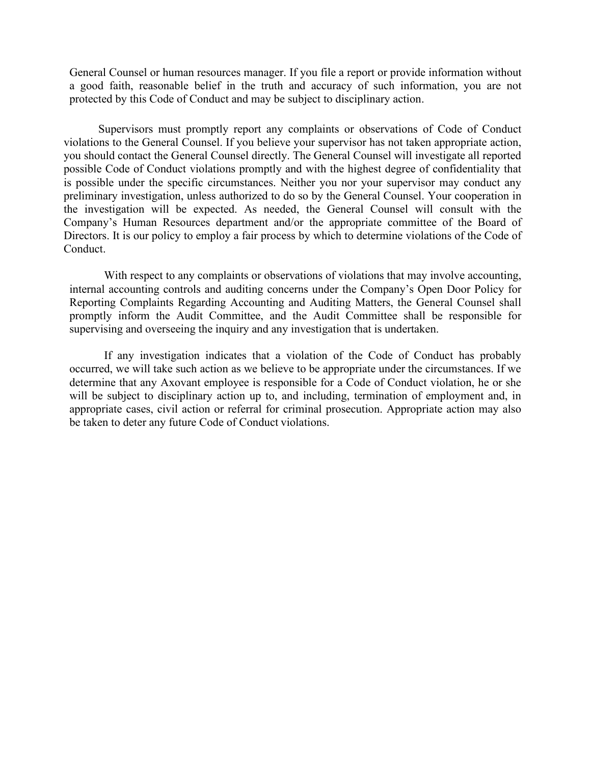General Counsel or human resources manager. If you file a report or provide information without a good faith, reasonable belief in the truth and accuracy of such information, you are not protected by this Code of Conduct and may be subject to disciplinary action.

Supervisors must promptly report any complaints or observations of Code of Conduct violations to the General Counsel. If you believe your supervisor has not taken appropriate action, you should contact the General Counsel directly. The General Counsel will investigate all reported possible Code of Conduct violations promptly and with the highest degree of confidentiality that is possible under the specific circumstances. Neither you nor your supervisor may conduct any preliminary investigation, unless authorized to do so by the General Counsel. Your cooperation in the investigation will be expected. As needed, the General Counsel will consult with the Company's Human Resources department and/or the appropriate committee of the Board of Directors. It is our policy to employ a fair process by which to determine violations of the Code of Conduct.

With respect to any complaints or observations of violations that may involve accounting, internal accounting controls and auditing concerns under the Company's Open Door Policy for Reporting Complaints Regarding Accounting and Auditing Matters, the General Counsel shall promptly inform the Audit Committee, and the Audit Committee shall be responsible for supervising and overseeing the inquiry and any investigation that is undertaken.

If any investigation indicates that a violation of the Code of Conduct has probably occurred, we will take such action as we believe to be appropriate under the circumstances. If we determine that any Axovant employee is responsible for a Code of Conduct violation, he or she will be subject to disciplinary action up to, and including, termination of employment and, in appropriate cases, civil action or referral for criminal prosecution. Appropriate action may also be taken to deter any future Code of Conduct violations.